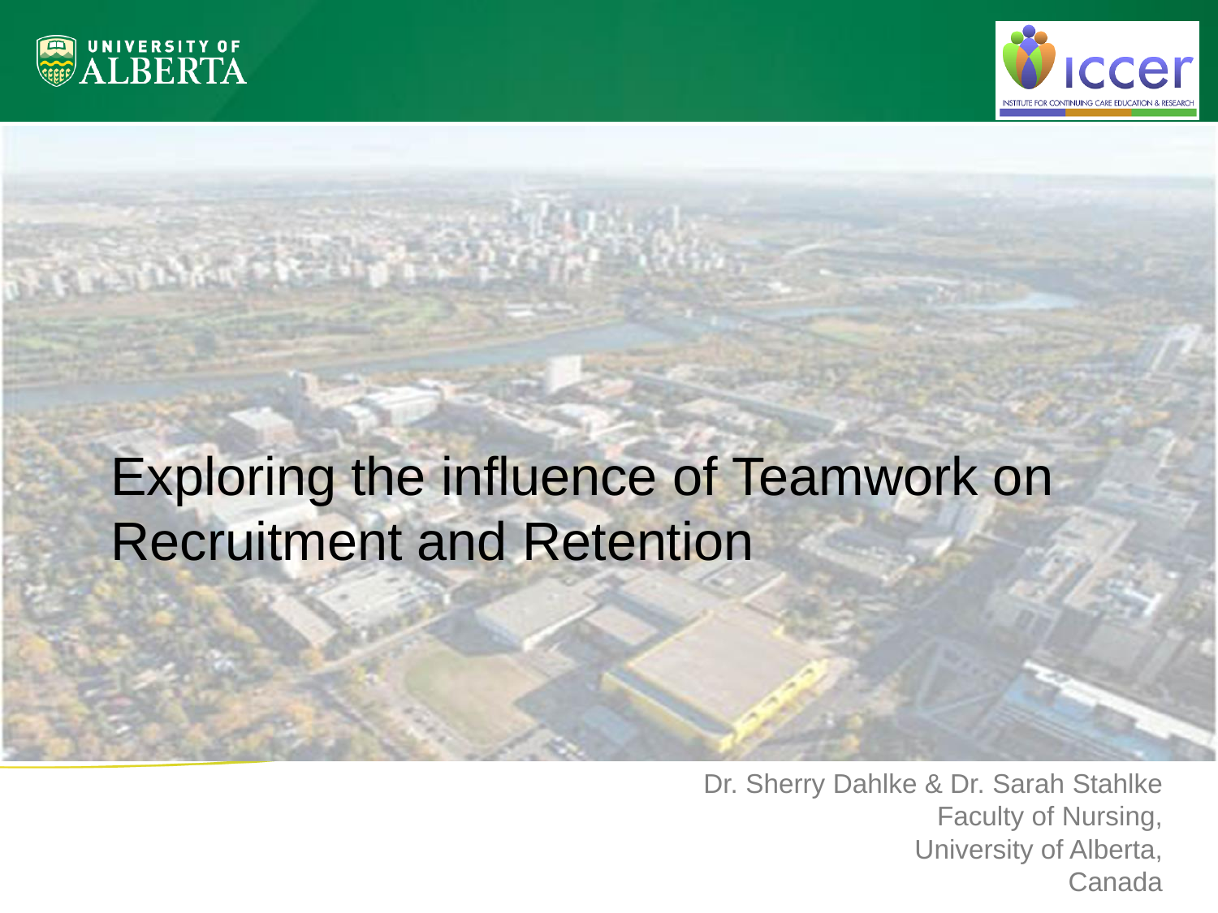# Exploring the influence of Teamwork on Recruitment and Retention

Dr. Sherry Dahlke & Dr. Sarah Stahlke
Faculty of Nursing,
University of Alberta,
Canada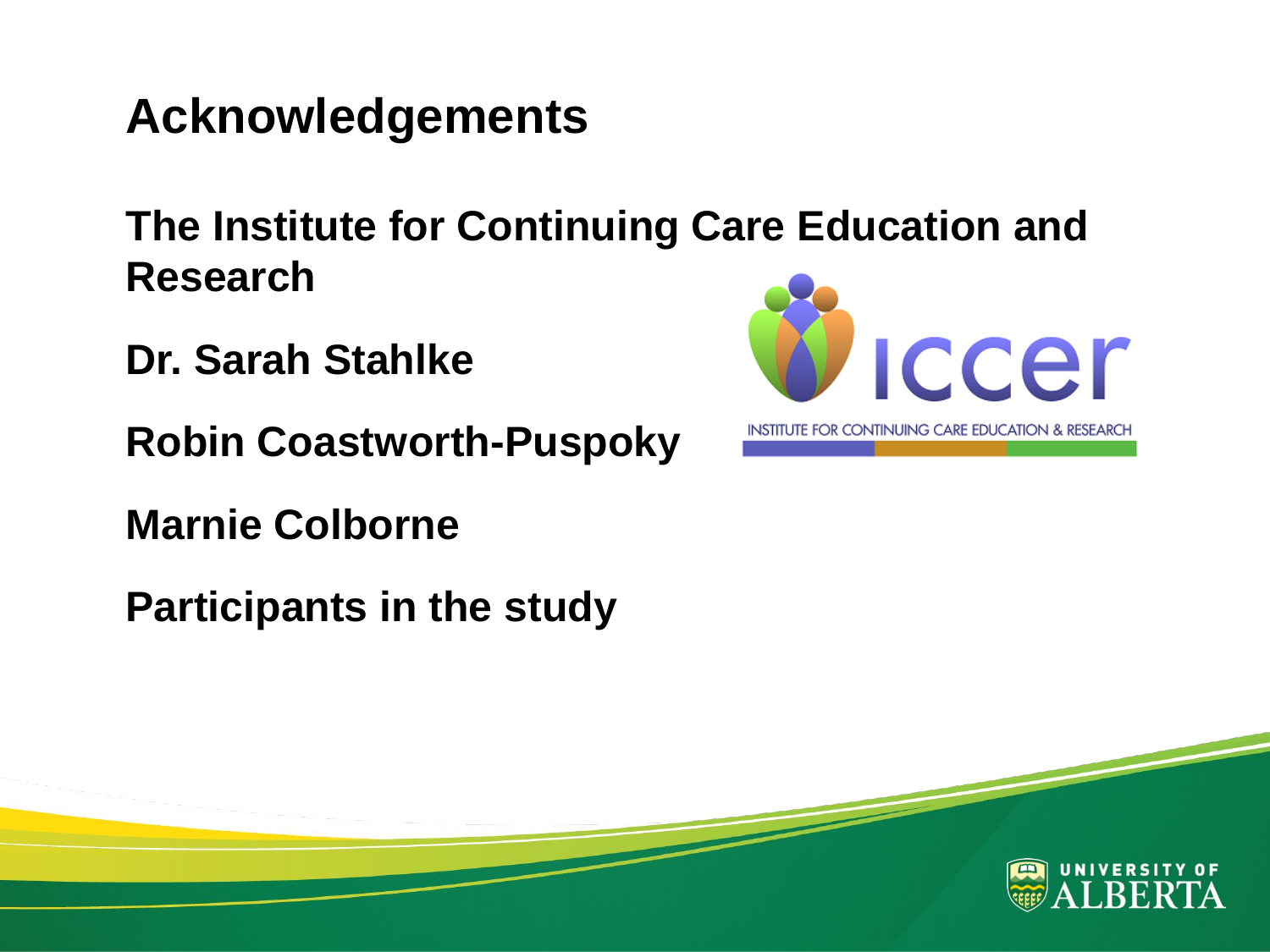# Acknowledgements

**The Institute for Continuing Care Education and Research**

**Dr. Sarah Stahlke**

**Robin Coastworth-Puspoky**

**Marnie Colborne**

**Participants in the study**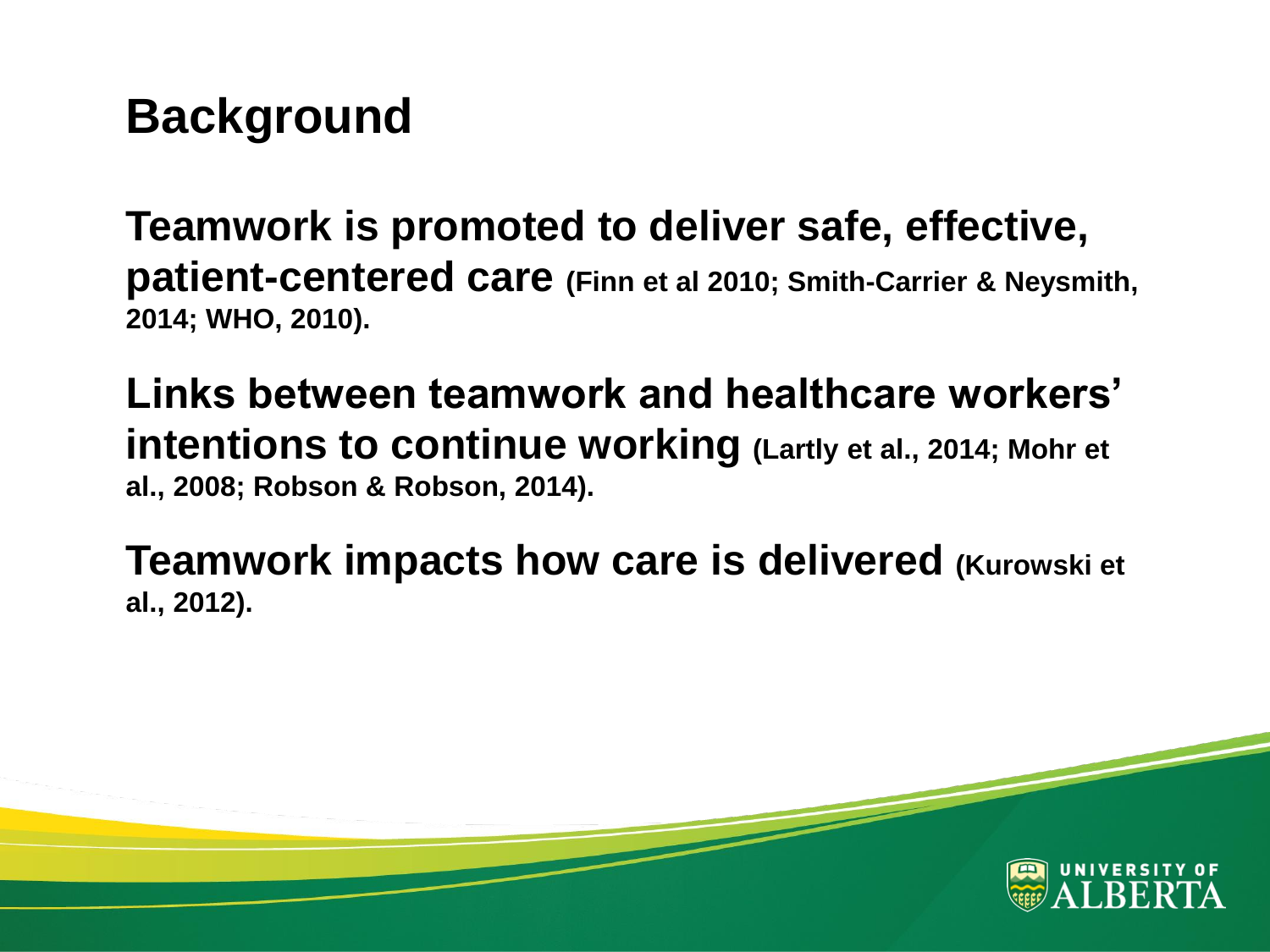# Background

**Teamwork is promoted to deliver safe, effective, patient-centered care (Finn et al 2010; Smith-Carrier & Neysmith, 2014; WHO, 2010).**

**Links between teamwork and healthcare workers' intentions to continue working (Lartly et al., 2014; Mohr et al., 2008; Robson & Robson, 2014).**

**Teamwork impacts how care is delivered (Kurowski et al., 2012).**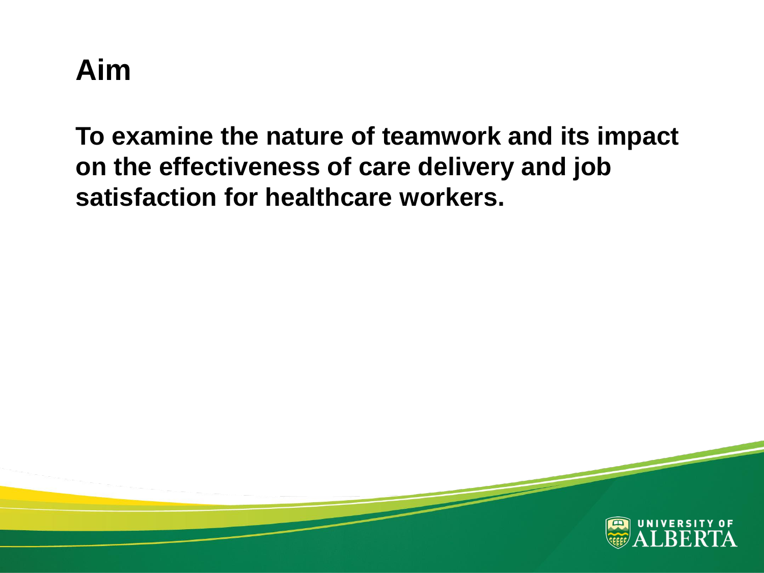# Aim

**To examine the nature of teamwork and its impact on the effectiveness of care delivery and job satisfaction for healthcare workers.**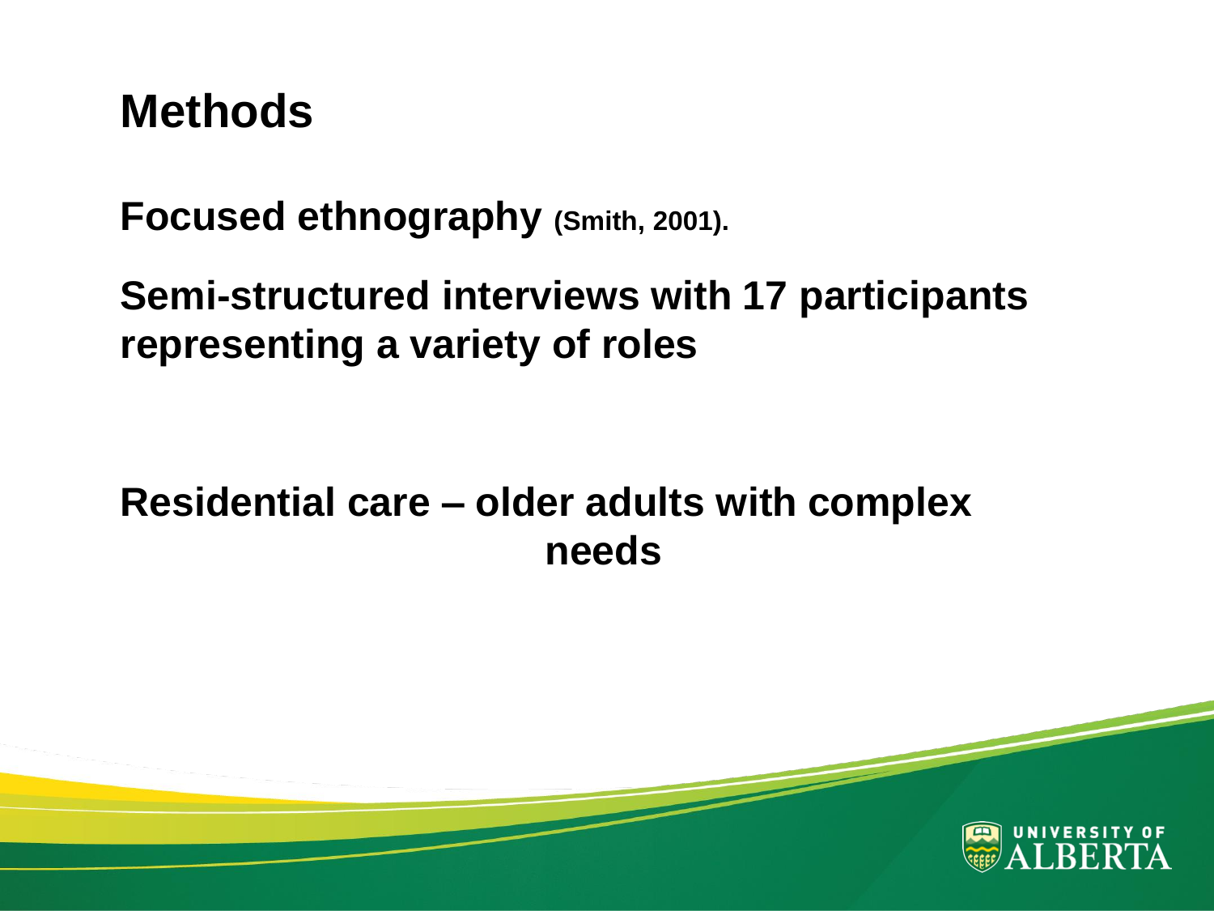# Methods

**Focused ethnography (Smith, 2001).**

**Semi-structured interviews with 17 participants representing a variety of roles**

**Residential care – older adults with complex needs**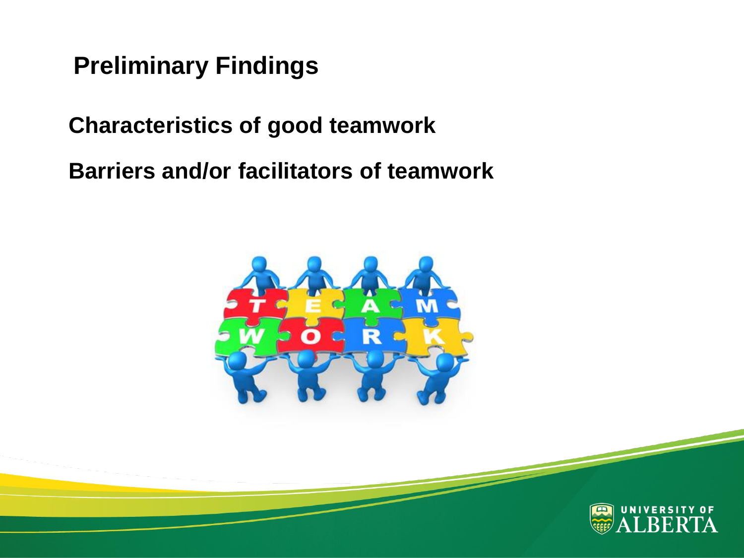# Preliminary Findings

**Characteristics of good teamwork**

**Barriers and/or facilitators of teamwork**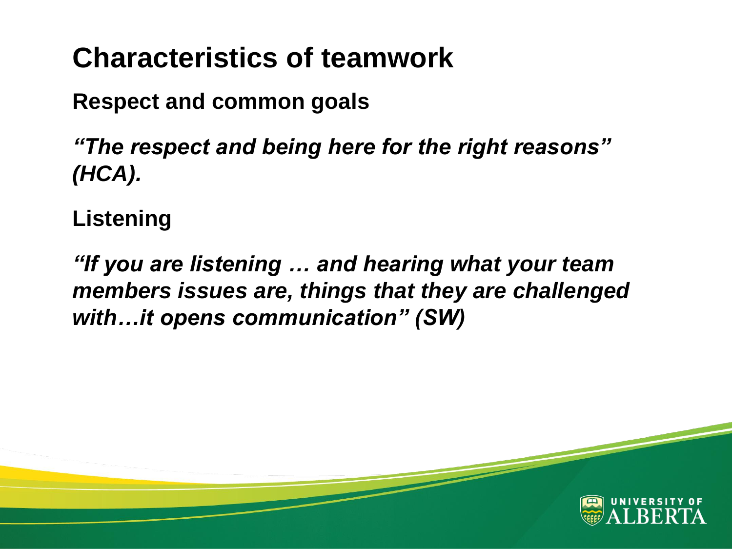# Characteristics of teamwork

**Respect and common goals**

***"The respect and being here for the right reasons" (HCA).***

**Listening**

***"If you are listening … and hearing what your team members issues are, things that they are challenged with…it opens communication" (SW)***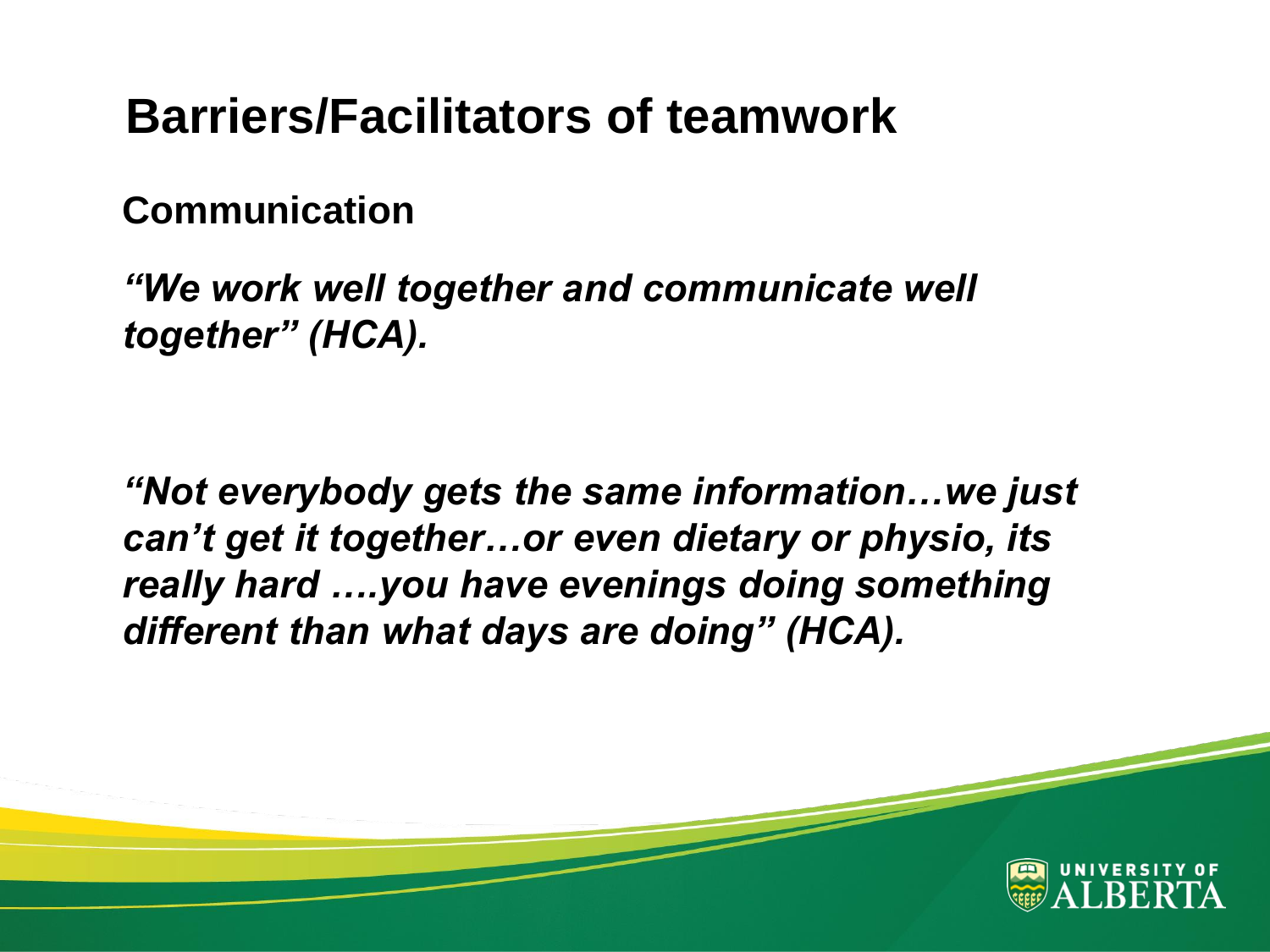# Barriers/Facilitators of teamwork

**Communication**

***"We work well together and communicate well together" (HCA).***

***"Not everybody gets the same information…we just can't get it together…or even dietary or physio, its really hard ….you have evenings doing something different than what days are doing" (HCA).***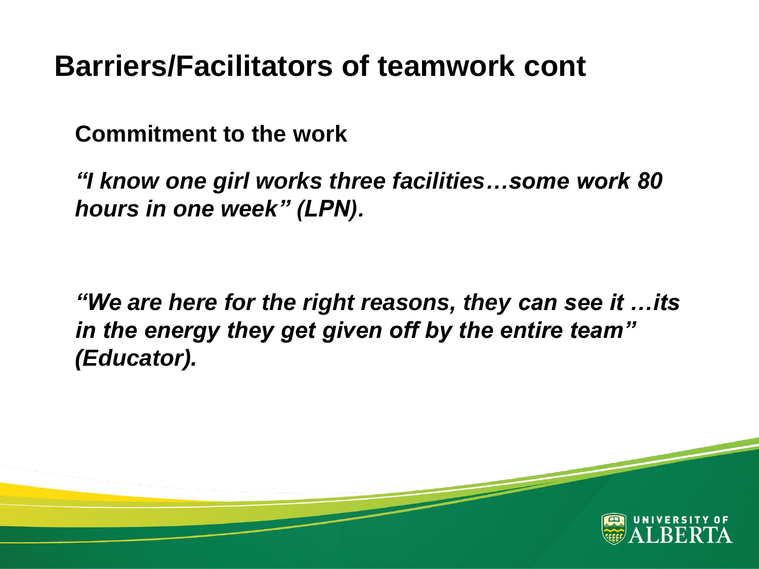# Barriers/Facilitators of teamwork cont

**Commitment to the work**

***"I know one girl works three facilities…some work 80 hours in one week" (LPN).***

***"We are here for the right reasons, they can see it …its in the energy they get given off by the entire team" (Educator).***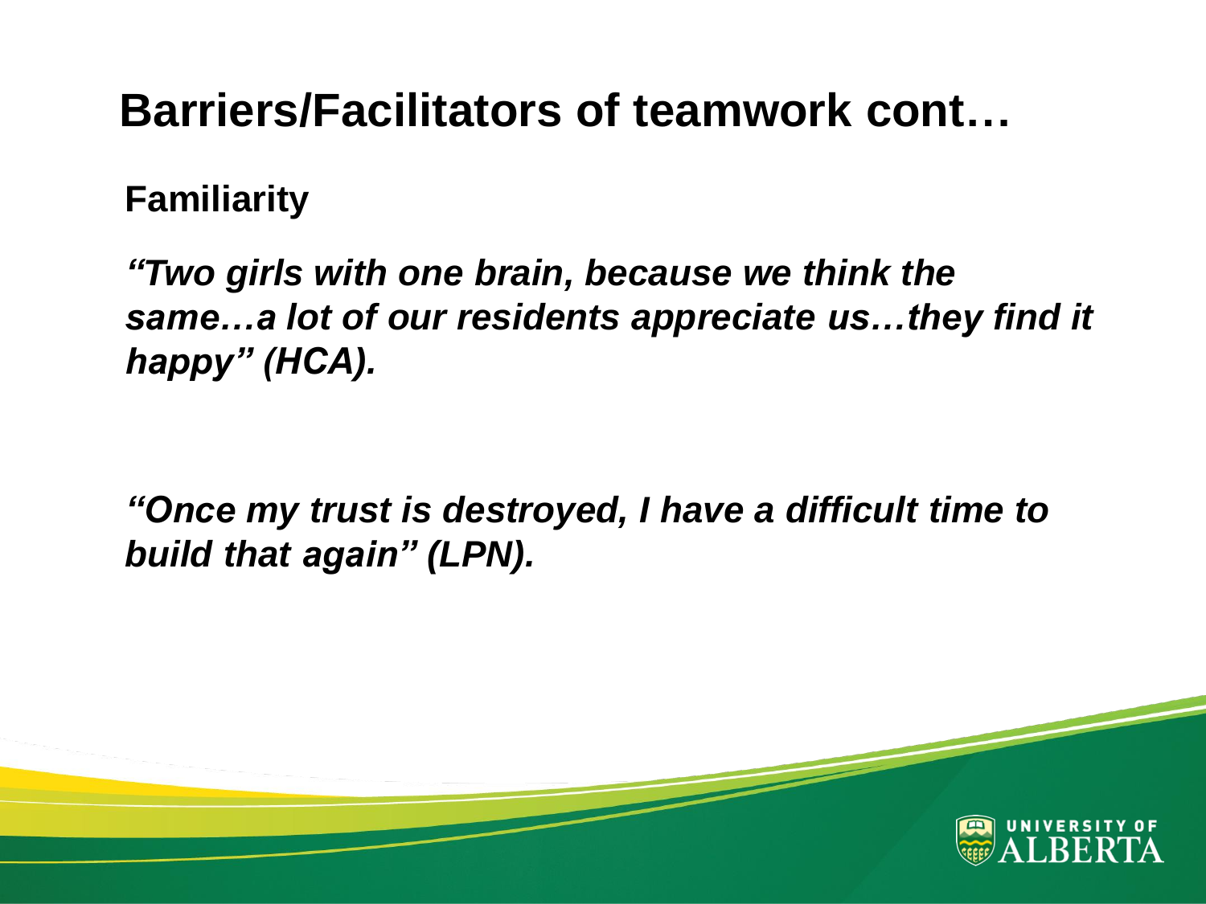# Barriers/Facilitators of teamwork cont…

**Familiarity**

***"Two girls with one brain, because we think the same…a lot of our residents appreciate us…they find it happy" (HCA).***

***"Once my trust is destroyed, I have a difficult time to build that again" (LPN).***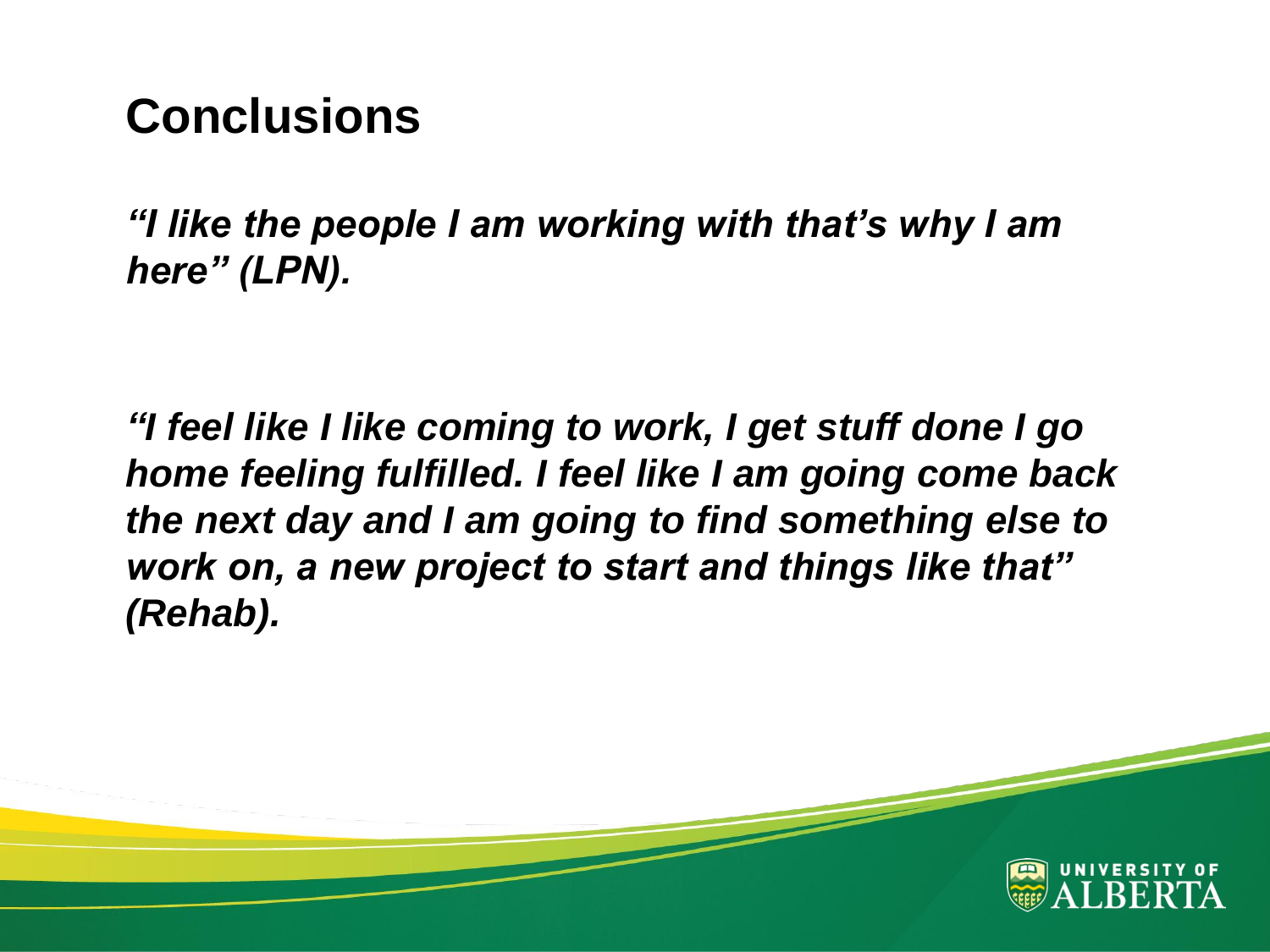# Conclusions

***"I like the people I am working with that's why I am here" (LPN).***

***"I feel like I like coming to work, I get stuff done I go home feeling fulfilled. I feel like I am going come back the next day and I am going to find something else to work on, a new project to start and things like that" (Rehab).***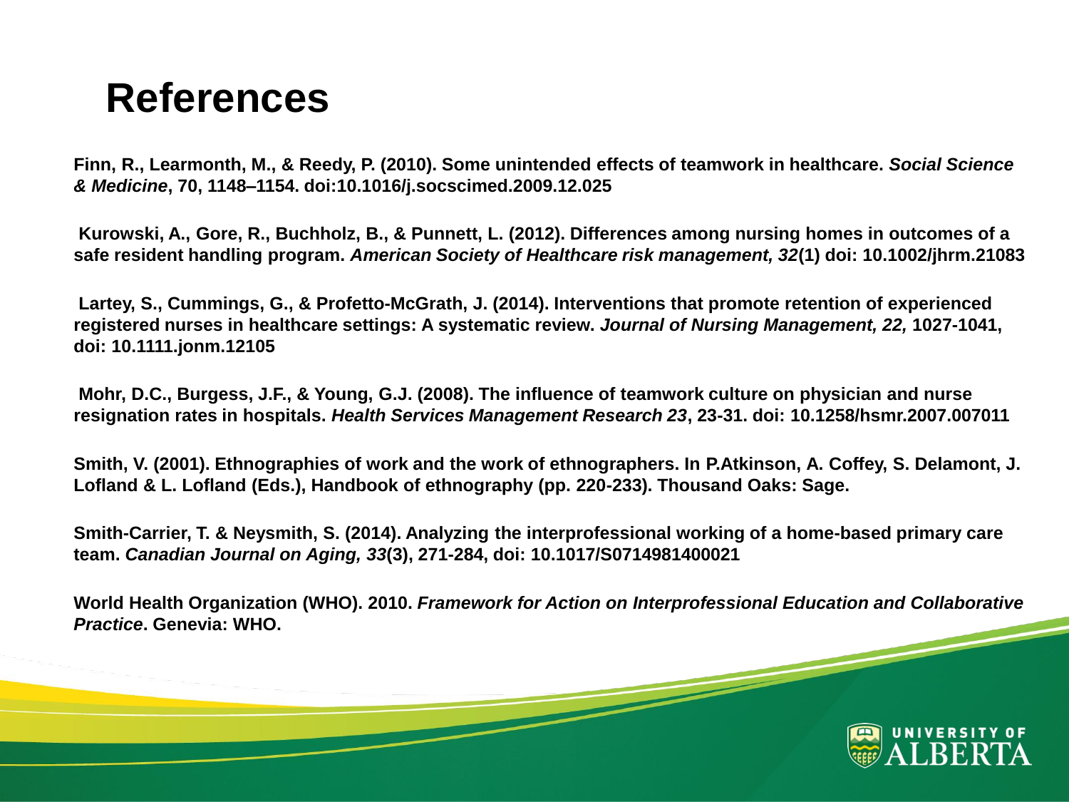# References

**Finn, R., Learmonth, M., & Reedy, P. (2010). Some unintended effects of teamwork in healthcare. *Social Science & Medicine*, 70, 1148–1154. doi:10.1016/j.socscimed.2009.12.025**

**Kurowski, A., Gore, R., Buchholz, B., & Punnett, L. (2012). Differences among nursing homes in outcomes of a safe resident handling program. *American Society of Healthcare risk management, 32*(1) doi: 10.1002/jhrm.21083**

**Lartey, S., Cummings, G., & Profetto-McGrath, J. (2014). Interventions that promote retention of experienced registered nurses in healthcare settings: A systematic review. *Journal of Nursing Management, 22,* 1027-1041, doi: 10.1111.jonm.12105**

**Mohr, D.C., Burgess, J.F., & Young, G.J. (2008). The influence of teamwork culture on physician and nurse resignation rates in hospitals. *Health Services Management Research 23*, 23-31. doi: 10.1258/hsmr.2007.007011**

**Smith, V. (2001). Ethnographies of work and the work of ethnographers. In P.Atkinson, A. Coffey, S. Delamont, J. Lofland & L. Lofland (Eds.), Handbook of ethnography (pp. 220-233). Thousand Oaks: Sage.**

**Smith-Carrier, T. & Neysmith, S. (2014). Analyzing the interprofessional working of a home-based primary care team. *Canadian Journal on Aging, 33*(3), 271-284, doi: 10.1017/S0714981400021**

**World Health Organization (WHO). 2010. *Framework for Action on Interprofessional Education and Collaborative Practice*. Genevia: WHO.**